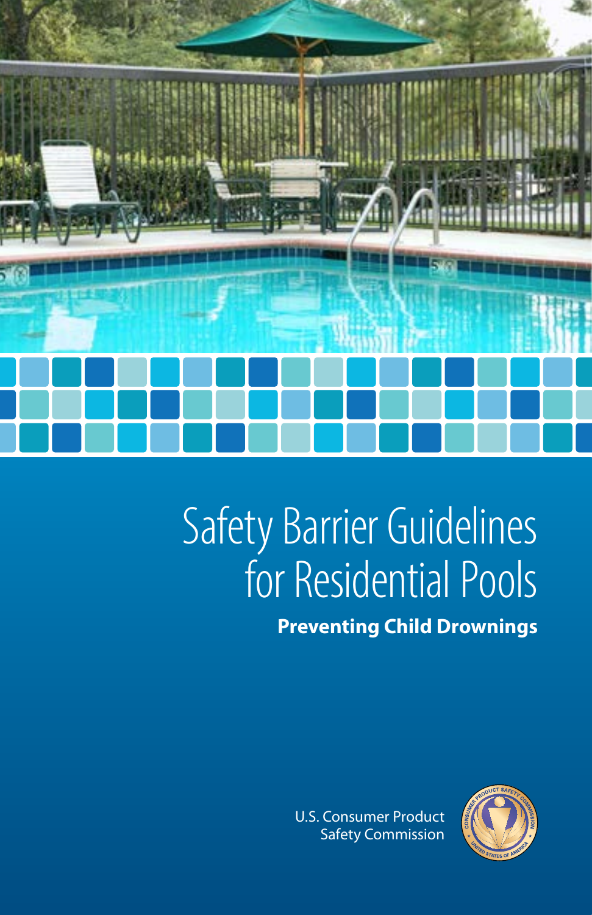# Safety Barrier Guidelines for Residential Pools

**Preventing Child Drownings**

U.S. Consumer Product Safety Commission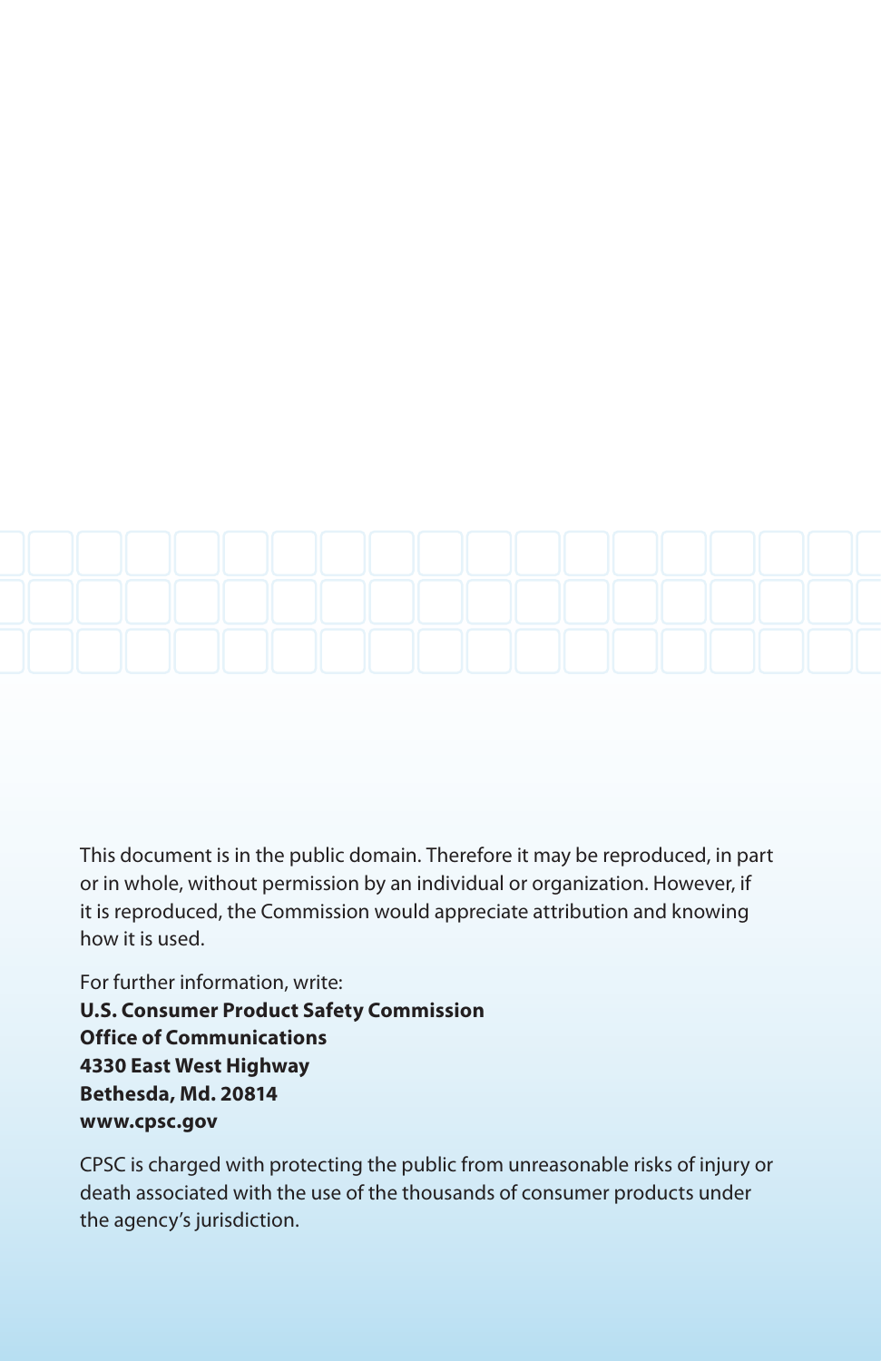This document is in the public domain. Therefore it may be reproduced, in part or in whole, without permission by an individual or organization. However, if it is reproduced, the Commission would appreciate attribution and knowing how it is used.

For further information, write:
**U.S. Consumer Product Safety Commission**
**Office of Communications**
**4330 East West Highway**
**Bethesda, Md. 20814**
**www.cpsc.gov**

CPSC is charged with protecting the public from unreasonable risks of injury or death associated with the use of the thousands of consumer products under the agency's jurisdiction.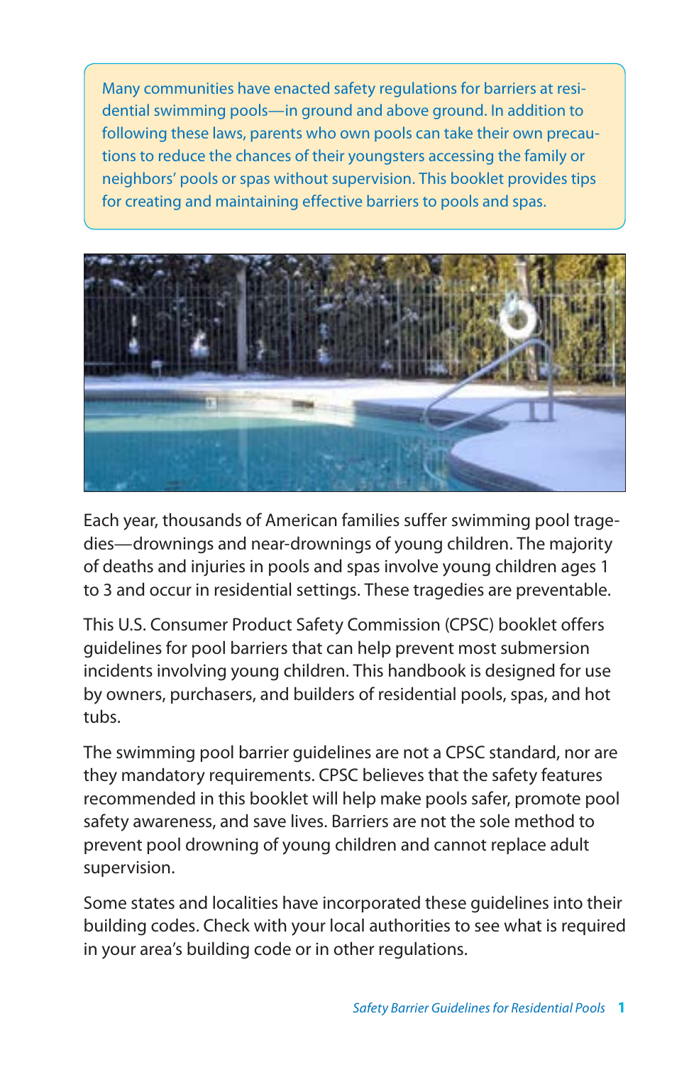Many communities have enacted safety regulations for barriers at residential swimming pools—in ground and above ground. In addition to following these laws, parents who own pools can take their own precautions to reduce the chances of their youngsters accessing the family or neighbors' pools or spas without supervision. This booklet provides tips for creating and maintaining effective barriers to pools and spas.

Each year, thousands of American families suffer swimming pool tragedies—drownings and near-drownings of young children. The majority of deaths and injuries in pools and spas involve young children ages 1 to 3 and occur in residential settings. These tragedies are preventable.

This U.S. Consumer Product Safety Commission (CPSC) booklet offers guidelines for pool barriers that can help prevent most submersion incidents involving young children. This handbook is designed for use by owners, purchasers, and builders of residential pools, spas, and hot tubs.

The swimming pool barrier guidelines are not a CPSC standard, nor are they mandatory requirements. CPSC believes that the safety features recommended in this booklet will help make pools safer, promote pool safety awareness, and save lives. Barriers are not the sole method to prevent pool drowning of young children and cannot replace adult supervision.

Some states and localities have incorporated these guidelines into their building codes. Check with your local authorities to see what is required in your area's building code or in other regulations.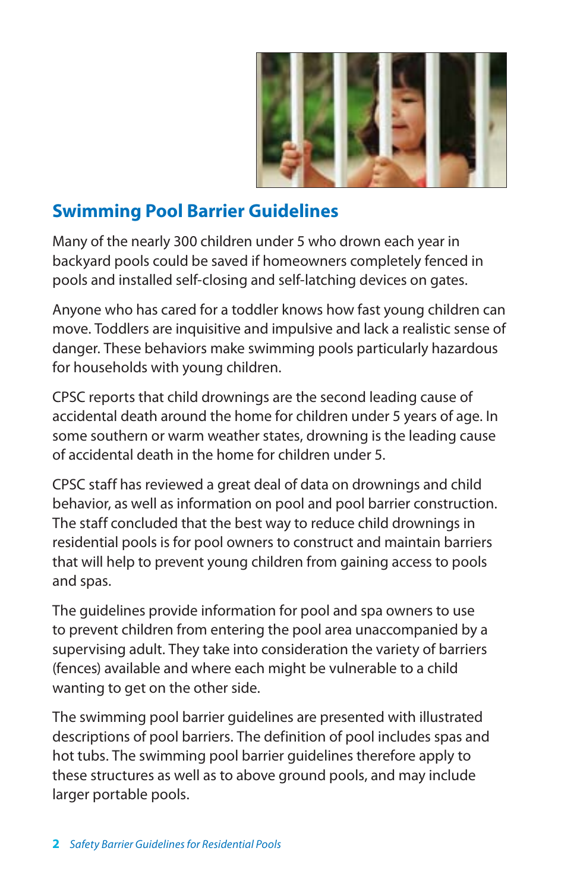## Swimming Pool Barrier Guidelines

Many of the nearly 300 children under 5 who drown each year in backyard pools could be saved if homeowners completely fenced in pools and installed self-closing and self-latching devices on gates.

Anyone who has cared for a toddler knows how fast young children can move. Toddlers are inquisitive and impulsive and lack a realistic sense of danger. These behaviors make swimming pools particularly hazardous for households with young children.

CPSC reports that child drownings are the second leading cause of accidental death around the home for children under 5 years of age. In some southern or warm weather states, drowning is the leading cause of accidental death in the home for children under 5.

CPSC staff has reviewed a great deal of data on drownings and child behavior, as well as information on pool and pool barrier construction. The staff concluded that the best way to reduce child drownings in residential pools is for pool owners to construct and maintain barriers that will help to prevent young children from gaining access to pools and spas.

The guidelines provide information for pool and spa owners to use to prevent children from entering the pool area unaccompanied by a supervising adult. They take into consideration the variety of barriers (fences) available and where each might be vulnerable to a child wanting to get on the other side.

The swimming pool barrier guidelines are presented with illustrated descriptions of pool barriers. The definition of pool includes spas and hot tubs. The swimming pool barrier guidelines therefore apply to these structures as well as to above ground pools, and may include larger portable pools.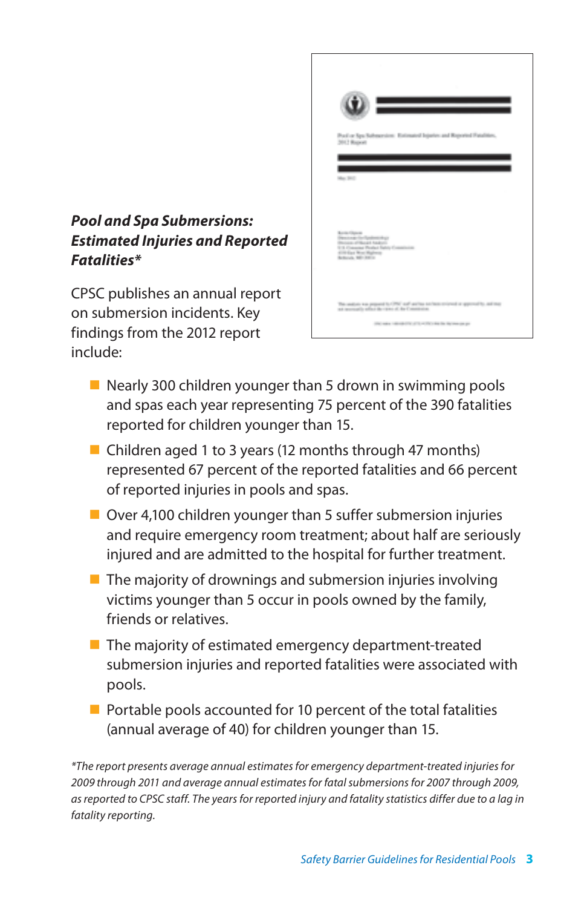***Pool and Spa Submersions: Estimated Injuries and Reported Fatalities****

CPSC publishes an annual report on submersion incidents. Key findings from the 2012 report include:

- Nearly 300 children younger than 5 drown in swimming pools and spas each year representing 75 percent of the 390 fatalities reported for children younger than 15.
- Children aged 1 to 3 years (12 months through 47 months) represented 67 percent of the reported fatalities and 66 percent of reported injuries in pools and spas.
- Over 4,100 children younger than 5 suffer submersion injuries and require emergency room treatment; about half are seriously injured and are admitted to the hospital for further treatment.
- The majority of drownings and submersion injuries involving victims younger than 5 occur in pools owned by the family, friends or relatives.
- The majority of estimated emergency department-treated submersion injuries and reported fatalities were associated with pools.
- Portable pools accounted for 10 percent of the total fatalities (annual average of 40) for children younger than 15.

*\*The report presents average annual estimates for emergency department-treated injuries for 2009 through 2011 and average annual estimates for fatal submersions for 2007 through 2009, as reported to CPSC staff. The years for reported injury and fatality statistics differ due to a lag in fatality reporting.*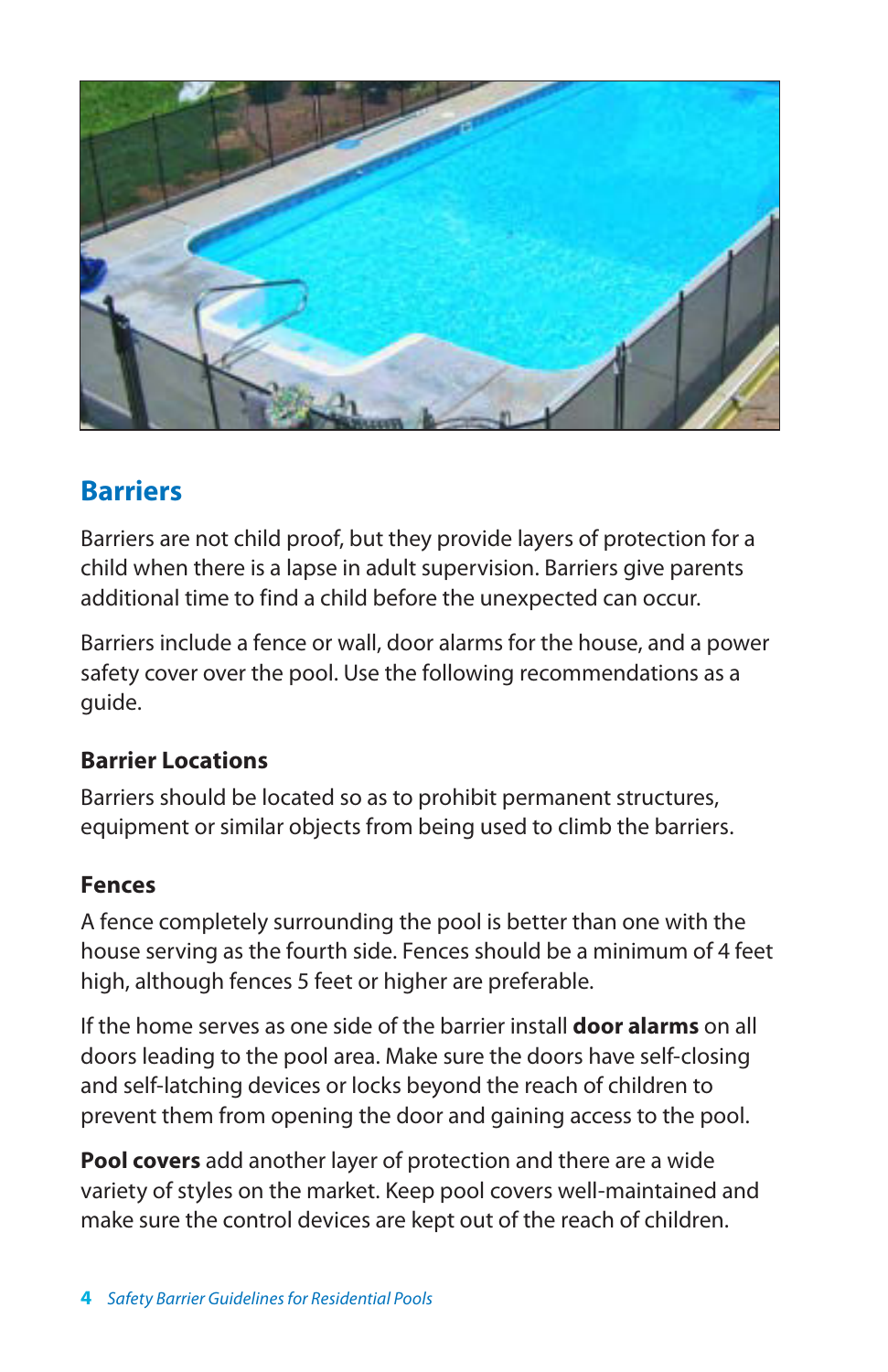## Barriers

Barriers are not child proof, but they provide layers of protection for a child when there is a lapse in adult supervision. Barriers give parents additional time to find a child before the unexpected can occur.

Barriers include a fence or wall, door alarms for the house, and a power safety cover over the pool. Use the following recommendations as a guide.

### Barrier Locations

Barriers should be located so as to prohibit permanent structures, equipment or similar objects from being used to climb the barriers.

### Fences

A fence completely surrounding the pool is better than one with the house serving as the fourth side. Fences should be a minimum of 4 feet high, although fences 5 feet or higher are preferable.

If the home serves as one side of the barrier install **door alarms** on all doors leading to the pool area. Make sure the doors have self-closing and self-latching devices or locks beyond the reach of children to prevent them from opening the door and gaining access to the pool.

**Pool covers** add another layer of protection and there are a wide variety of styles on the market. Keep pool covers well-maintained and make sure the control devices are kept out of the reach of children.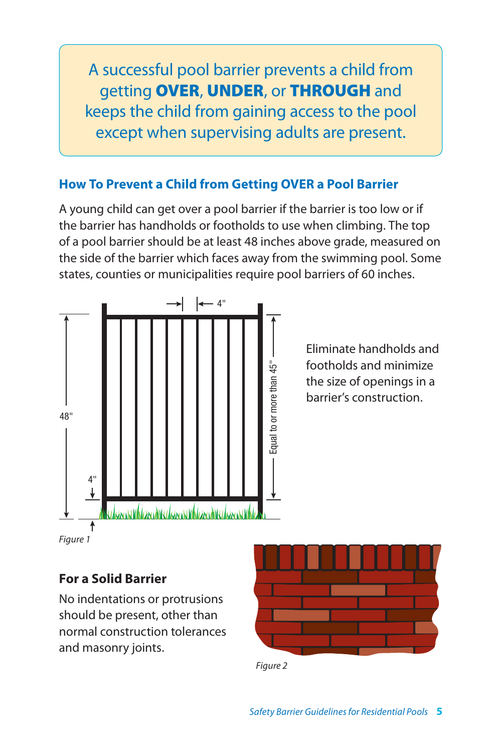A successful pool barrier prevents a child from getting **OVER**, **UNDER**, or **THROUGH** and keeps the child from gaining access to the pool except when supervising adults are present.

## How To Prevent a Child from Getting OVER a Pool Barrier

A young child can get over a pool barrier if the barrier is too low or if the barrier has handholds or footholds to use when climbing. The top of a pool barrier should be at least 48 inches above grade, measured on the side of the barrier which faces away from the swimming pool. Some states, counties or municipalities require pool barriers of 60 inches.

*Figure 1*

Eliminate handholds and footholds and minimize the size of openings in a barrier's construction.

### For a Solid Barrier

No indentations or protrusions should be present, other than normal construction tolerances and masonry joints.

*Figure 2*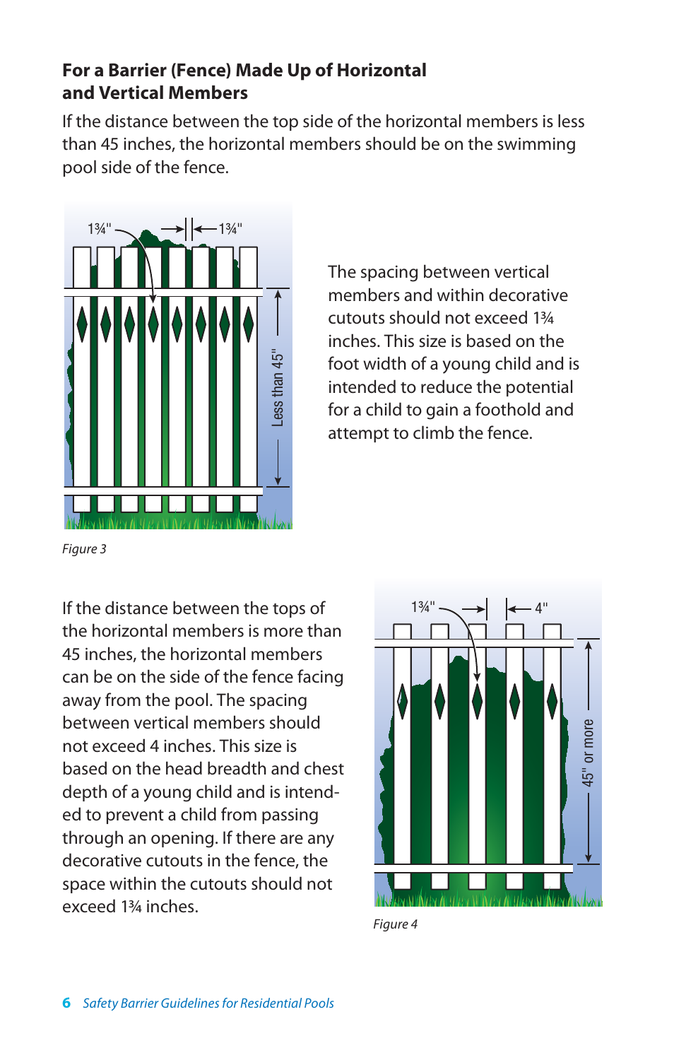### For a Barrier (Fence) Made Up of Horizontal and Vertical Members

If the distance between the top side of the horizontal members is less than 45 inches, the horizontal members should be on the swimming pool side of the fence.

The spacing between vertical members and within decorative cutouts should not exceed 1¾ inches. This size is based on the foot width of a young child and is intended to reduce the potential for a child to gain a foothold and attempt to climb the fence.

*Figure 3*

If the distance between the tops of the horizontal members is more than 45 inches, the horizontal members can be on the side of the fence facing away from the pool. The spacing between vertical members should not exceed 4 inches. This size is based on the head breadth and chest depth of a young child and is intended to prevent a child from passing through an opening. If there are any decorative cutouts in the fence, the space within the cutouts should not exceed 1¾ inches.

*Figure 4*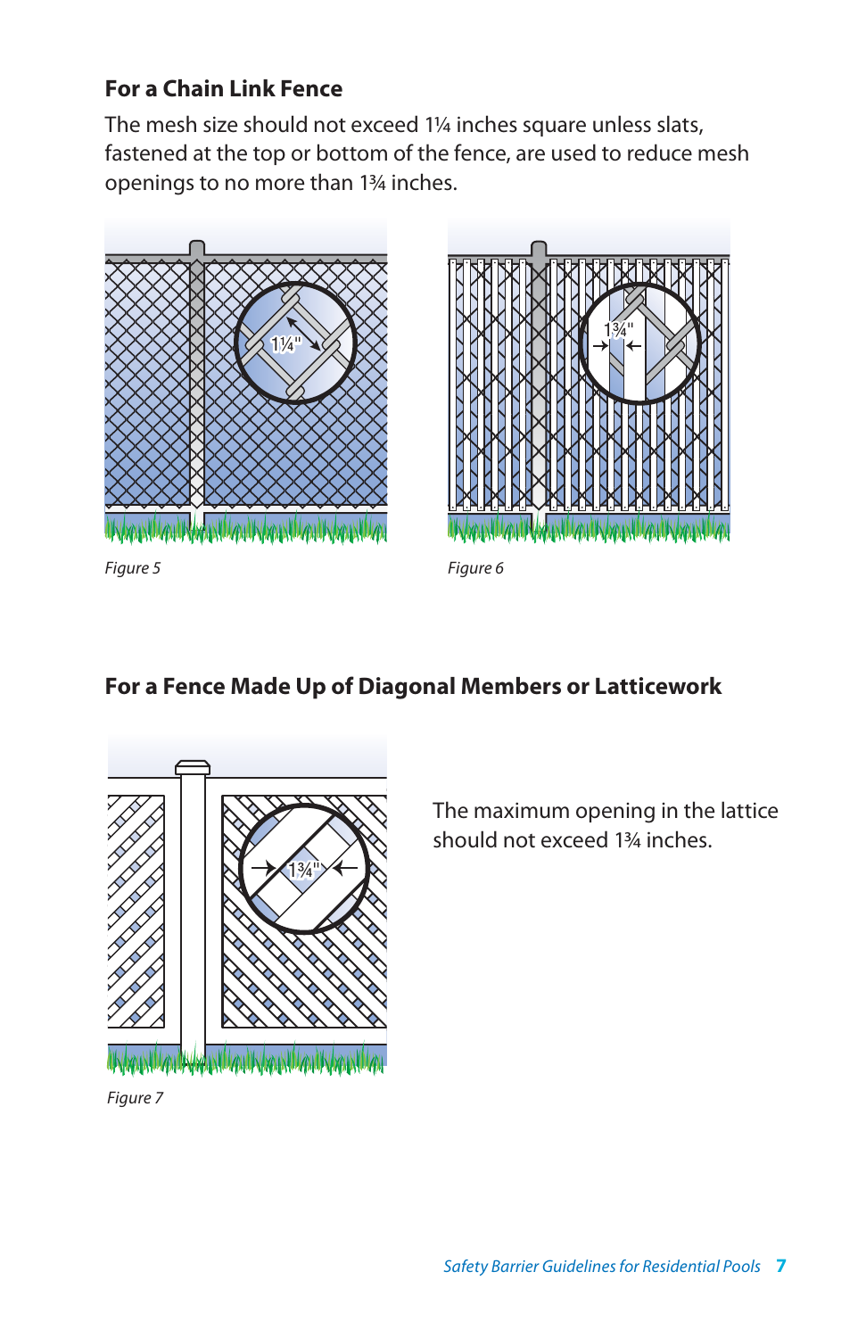### For a Chain Link Fence

The mesh size should not exceed 1¼ inches square unless slats, fastened at the top or bottom of the fence, are used to reduce mesh openings to no more than 1¾ inches.

*Figure 5*

*Figure 6*

### For a Fence Made Up of Diagonal Members or Latticework

The maximum opening in the lattice should not exceed 1¾ inches.

*Figure 7*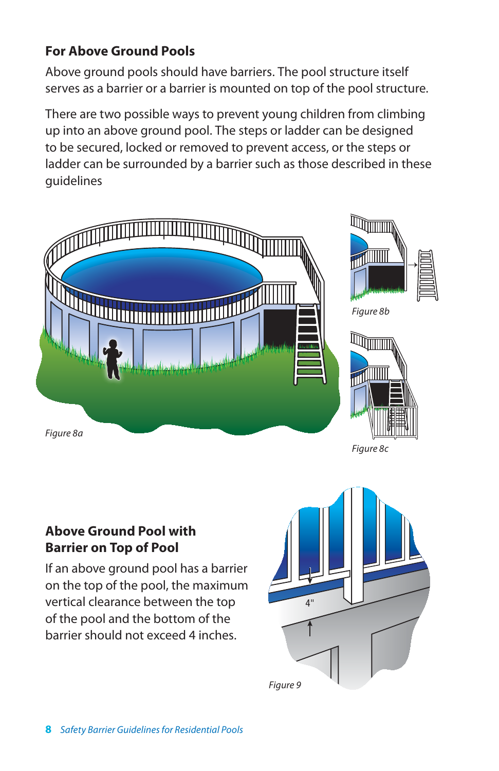## For Above Ground Pools

Above ground pools should have barriers. The pool structure itself serves as a barrier or a barrier is mounted on top of the pool structure.

There are two possible ways to prevent young children from climbing up into an above ground pool. The steps or ladder can be designed to be secured, locked or removed to prevent access, or the steps or ladder can be surrounded by a barrier such as those described in these guidelines

*Figure 8a*

*Figure 8b*

*Figure 8c*

## Above Ground Pool with Barrier on Top of Pool

If an above ground pool has a barrier on the top of the pool, the maximum vertical clearance between the top of the pool and the bottom of the barrier should not exceed 4 inches.

4"

*Figure 9*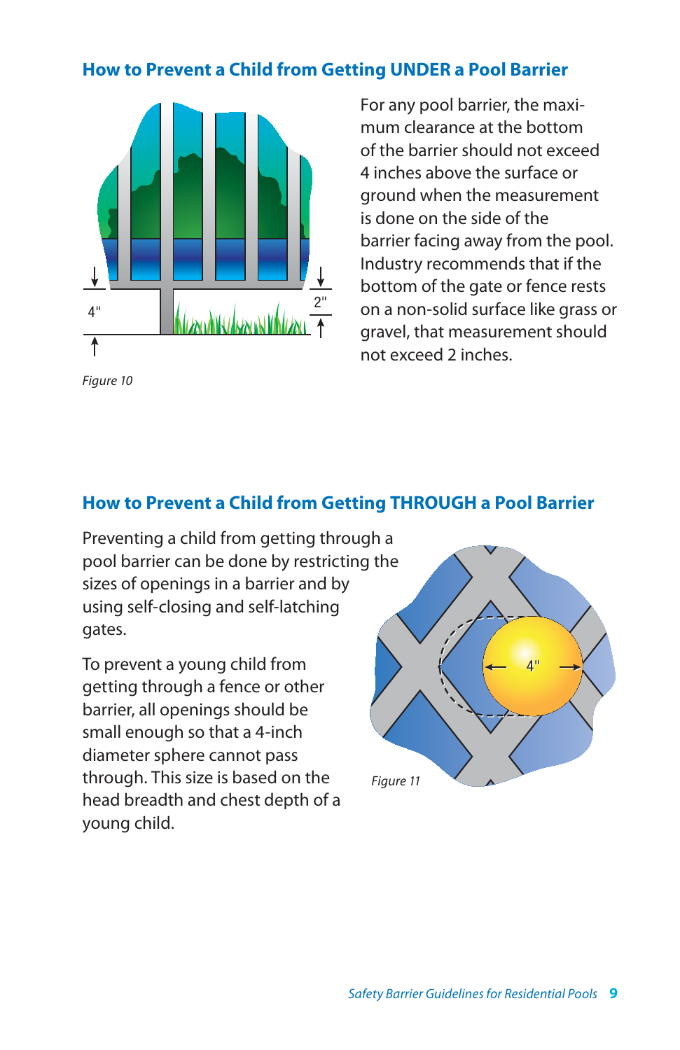## How to Prevent a Child from Getting UNDER a Pool Barrier

*Figure 10*

For any pool barrier, the maximum clearance at the bottom of the barrier should not exceed 4 inches above the surface or ground when the measurement is done on the side of the barrier facing away from the pool. Industry recommends that if the bottom of the gate or fence rests on a non-solid surface like grass or gravel, that measurement should not exceed 2 inches.

## How to Prevent a Child from Getting THROUGH a Pool Barrier

Preventing a child from getting through a pool barrier can be done by restricting the sizes of openings in a barrier and by using self-closing and self-latching gates.

To prevent a young child from getting through a fence or other barrier, all openings should be small enough so that a 4-inch diameter sphere cannot pass through. This size is based on the head breadth and chest depth of a young child.

*Figure 11*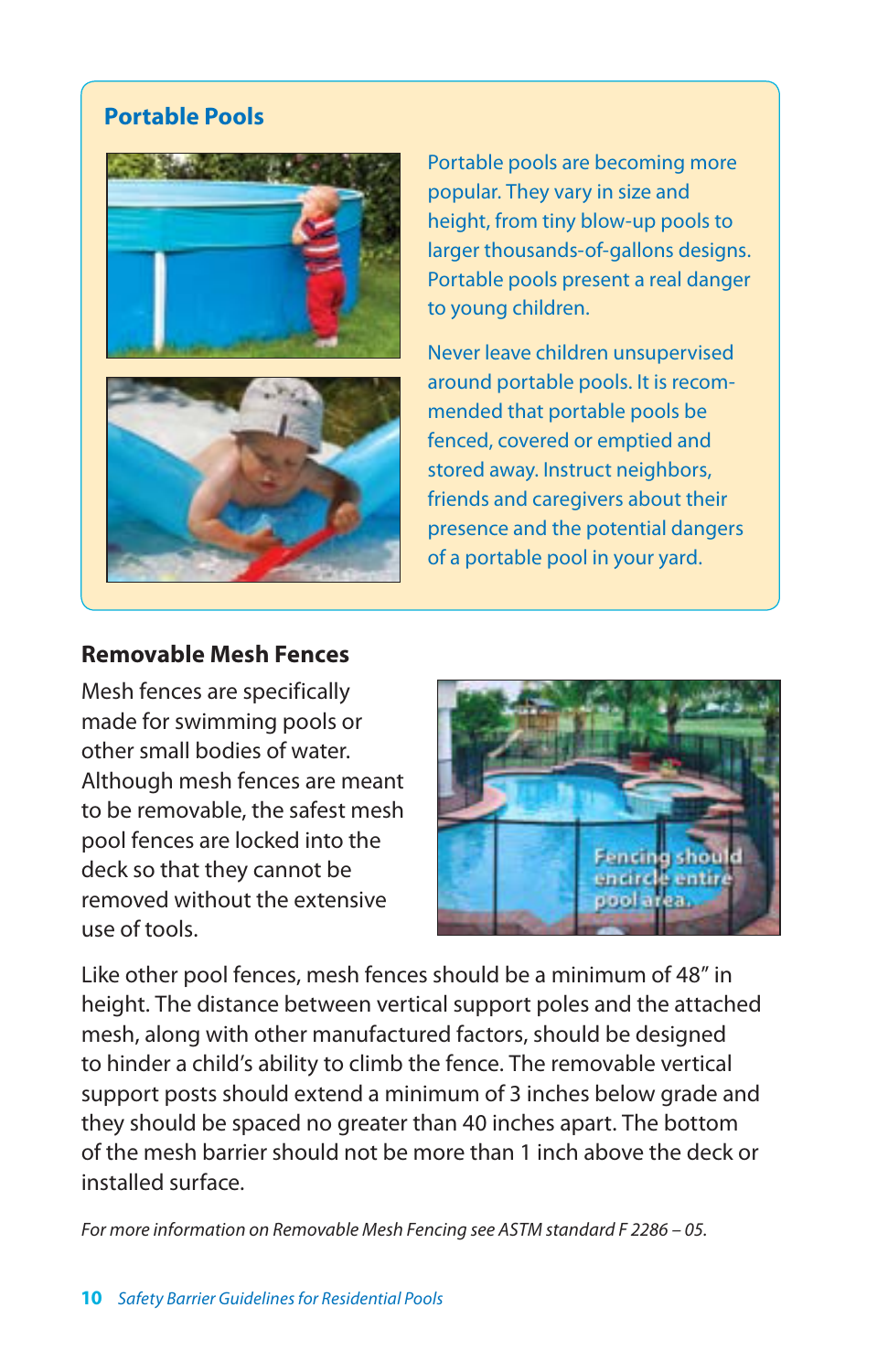## Portable Pools

Portable pools are becoming more popular. They vary in size and height, from tiny blow-up pools to larger thousands-of-gallons designs. Portable pools present a real danger to young children.

Never leave children unsupervised around portable pools. It is recommended that portable pools be fenced, covered or emptied and stored away. Instruct neighbors, friends and caregivers about their presence and the potential dangers of a portable pool in your yard.

### Removable Mesh Fences

Mesh fences are specifically made for swimming pools or other small bodies of water. Although mesh fences are meant to be removable, the safest mesh pool fences are locked into the deck so that they cannot be removed without the extensive use of tools.

Fencing should encircle entire pool area.

Like other pool fences, mesh fences should be a minimum of 48" in height. The distance between vertical support poles and the attached mesh, along with other manufactured factors, should be designed to hinder a child's ability to climb the fence. The removable vertical support posts should extend a minimum of 3 inches below grade and they should be spaced no greater than 40 inches apart. The bottom of the mesh barrier should not be more than 1 inch above the deck or installed surface.

*For more information on Removable Mesh Fencing see ASTM standard F 2286 – 05.*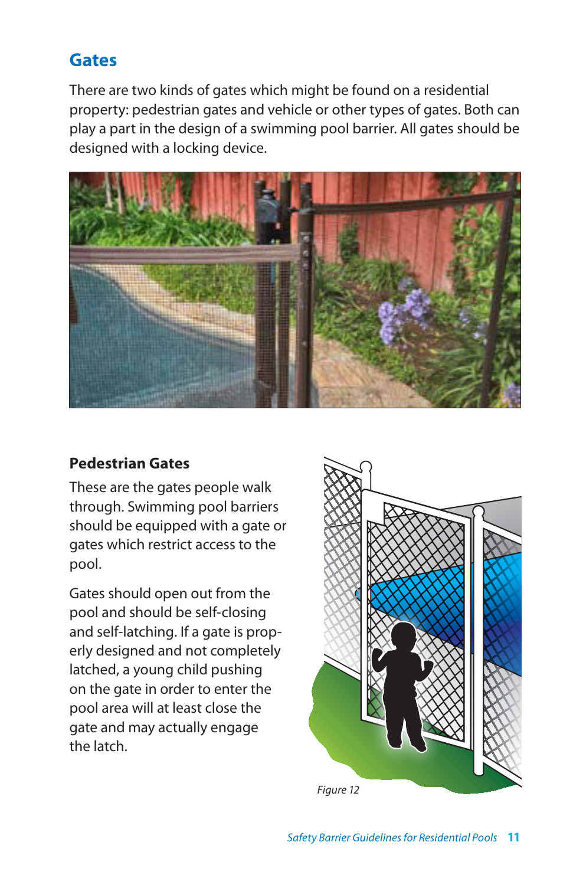## Gates

There are two kinds of gates which might be found on a residential property: pedestrian gates and vehicle or other types of gates. Both can play a part in the design of a swimming pool barrier. All gates should be designed with a locking device.

### Pedestrian Gates

These are the gates people walk through. Swimming pool barriers should be equipped with a gate or gates which restrict access to the pool.

Gates should open out from the pool and should be self-closing and self-latching. If a gate is properly designed and not completely latched, a young child pushing on the gate in order to enter the pool area will at least close the gate and may actually engage the latch.

*Figure 12*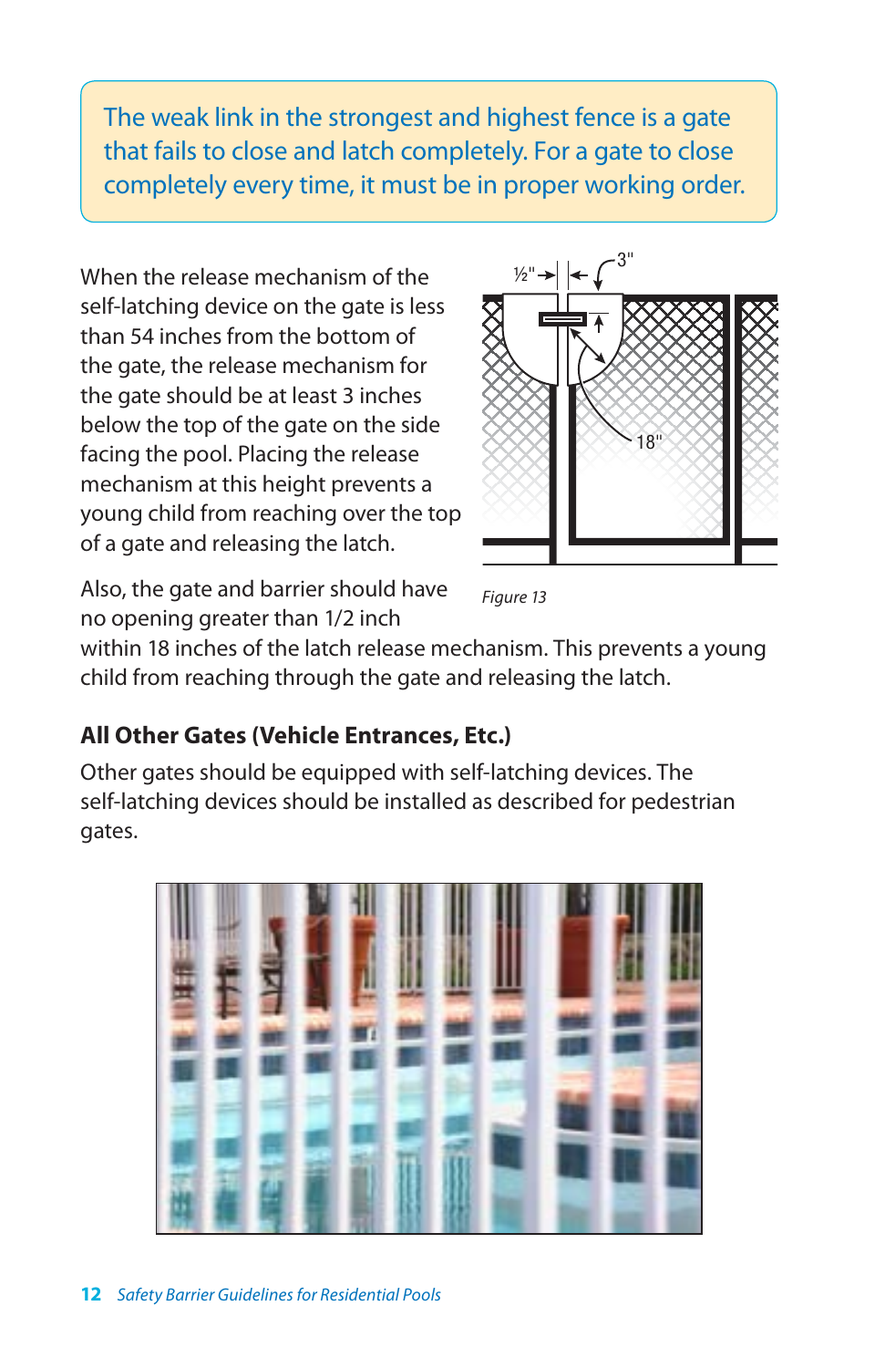The weak link in the strongest and highest fence is a gate that fails to close and latch completely. For a gate to close completely every time, it must be in proper working order.

When the release mechanism of the self-latching device on the gate is less than 54 inches from the bottom of the gate, the release mechanism for the gate should be at least 3 inches below the top of the gate on the side facing the pool. Placing the release mechanism at this height prevents a young child from reaching over the top of a gate and releasing the latch.

*Figure 13*

Also, the gate and barrier should have no opening greater than 1/2 inch within 18 inches of the latch release mechanism. This prevents a young child from reaching through the gate and releasing the latch.

### All Other Gates (Vehicle Entrances, Etc.)

Other gates should be equipped with self-latching devices. The self-latching devices should be installed as described for pedestrian gates.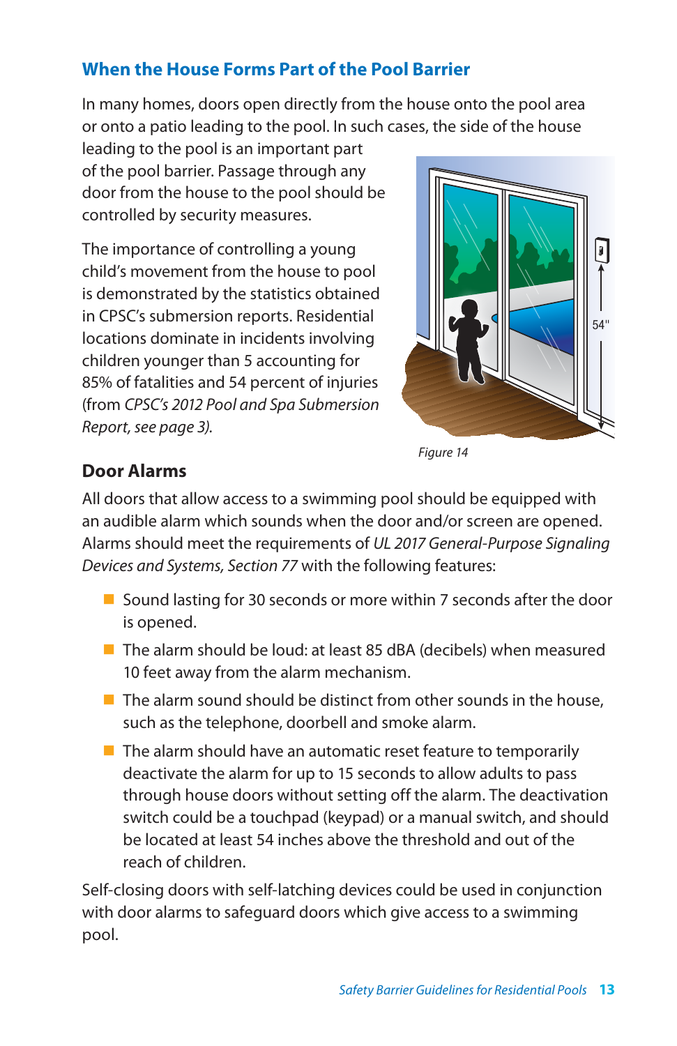### When the House Forms Part of the Pool Barrier

In many homes, doors open directly from the house onto the pool area or onto a patio leading to the pool. In such cases, the side of the house leading to the pool is an important part of the pool barrier. Passage through any door from the house to the pool should be controlled by security measures.

The importance of controlling a young child's movement from the house to pool is demonstrated by the statistics obtained in CPSC's submersion reports. Residential locations dominate in incidents involving children younger than 5 accounting for 85% of fatalities and 54 percent of injuries (from *CPSC's 2012 Pool and Spa Submersion Report, see page 3)*.

*Figure 14*

### Door Alarms

All doors that allow access to a swimming pool should be equipped with an audible alarm which sounds when the door and/or screen are opened. Alarms should meet the requirements of *UL 2017 General-Purpose Signaling Devices and Systems, Section 77* with the following features:

- Sound lasting for 30 seconds or more within 7 seconds after the door is opened.
- The alarm should be loud: at least 85 dBA (decibels) when measured 10 feet away from the alarm mechanism.
- The alarm sound should be distinct from other sounds in the house, such as the telephone, doorbell and smoke alarm.
- The alarm should have an automatic reset feature to temporarily deactivate the alarm for up to 15 seconds to allow adults to pass through house doors without setting off the alarm. The deactivation switch could be a touchpad (keypad) or a manual switch, and should be located at least 54 inches above the threshold and out of the reach of children.

Self-closing doors with self-latching devices could be used in conjunction with door alarms to safeguard doors which give access to a swimming pool.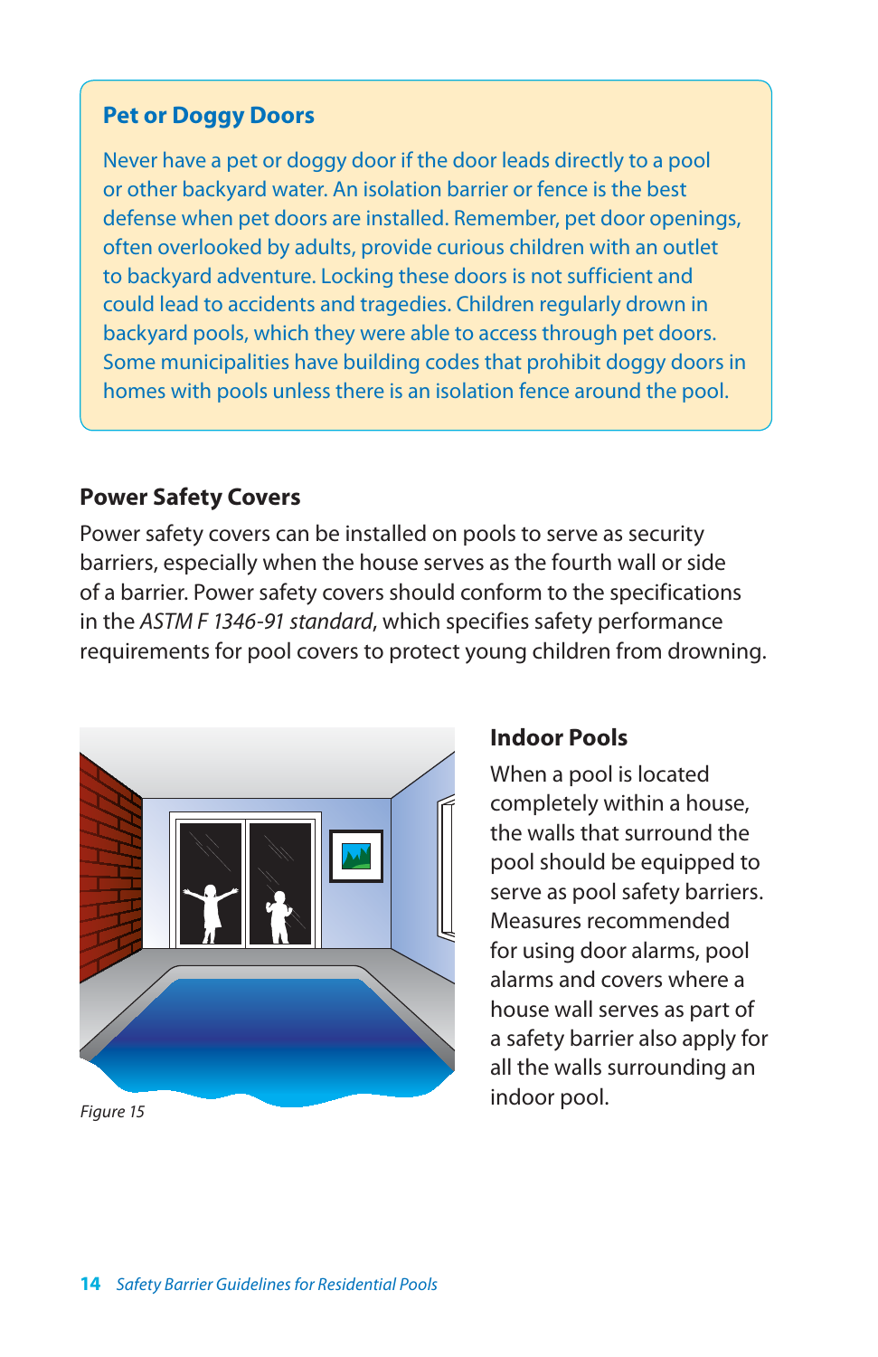### Pet or Doggy Doors

Never have a pet or doggy door if the door leads directly to a pool or other backyard water. An isolation barrier or fence is the best defense when pet doors are installed. Remember, pet door openings, often overlooked by adults, provide curious children with an outlet to backyard adventure. Locking these doors is not sufficient and could lead to accidents and tragedies. Children regularly drown in backyard pools, which they were able to access through pet doors. Some municipalities have building codes that prohibit doggy doors in homes with pools unless there is an isolation fence around the pool.

### Power Safety Covers

Power safety covers can be installed on pools to serve as security barriers, especially when the house serves as the fourth wall or side of a barrier. Power safety covers should conform to the specifications in the *ASTM F 1346-91 standard*, which specifies safety performance requirements for pool covers to protect young children from drowning.

*Figure 15*

### Indoor Pools

When a pool is located completely within a house, the walls that surround the pool should be equipped to serve as pool safety barriers. Measures recommended for using door alarms, pool alarms and covers where a house wall serves as part of a safety barrier also apply for all the walls surrounding an indoor pool.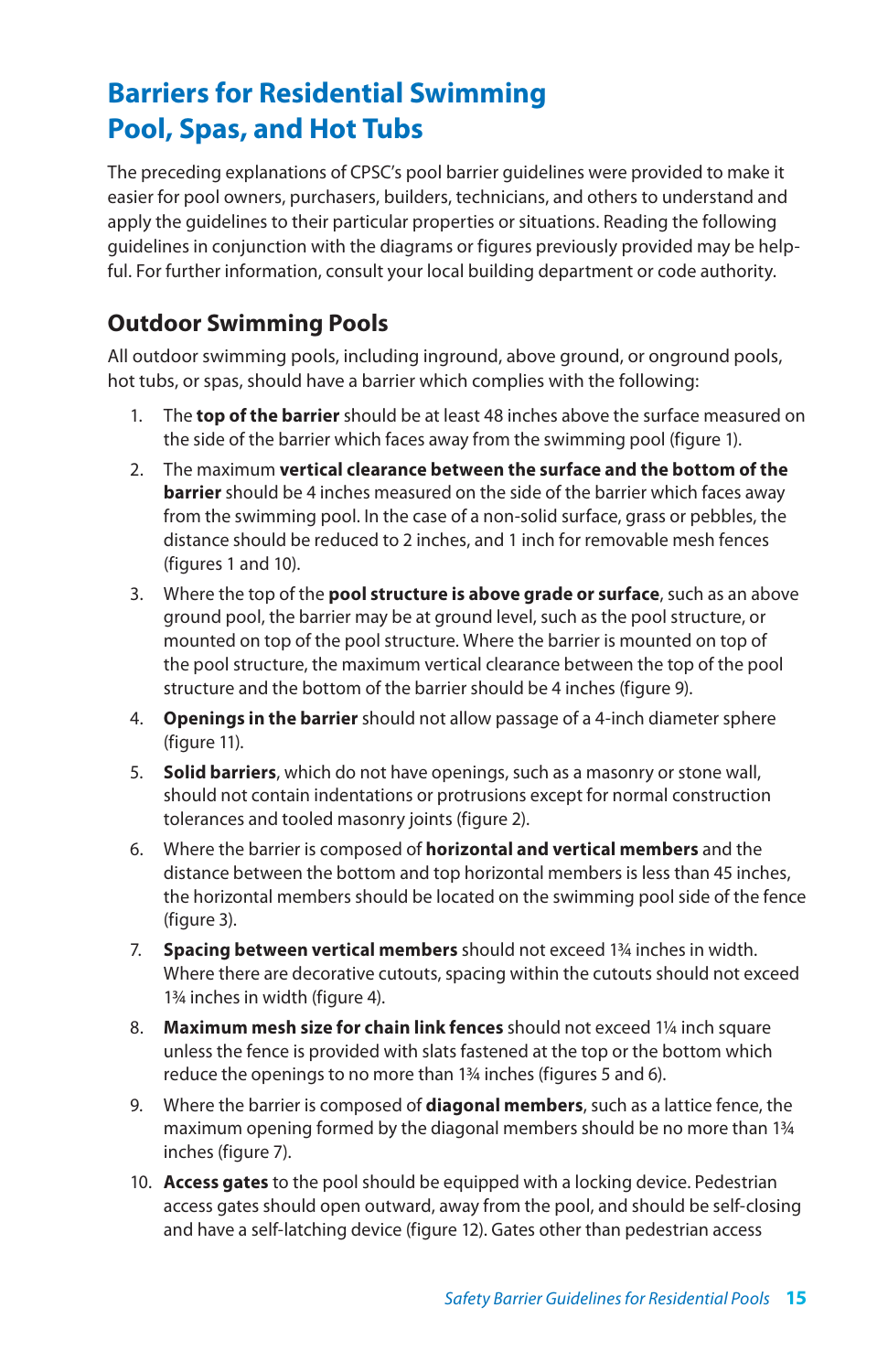# Barriers for Residential Swimming Pool, Spas, and Hot Tubs

The preceding explanations of CPSC's pool barrier guidelines were provided to make it easier for pool owners, purchasers, builders, technicians, and others to understand and apply the guidelines to their particular properties or situations. Reading the following guidelines in conjunction with the diagrams or figures previously provided may be helpful. For further information, consult your local building department or code authority.

## Outdoor Swimming Pools

All outdoor swimming pools, including inground, above ground, or onground pools, hot tubs, or spas, should have a barrier which complies with the following:

1. The **top of the barrier** should be at least 48 inches above the surface measured on the side of the barrier which faces away from the swimming pool (figure 1).
2. The maximum **vertical clearance between the surface and the bottom of the barrier** should be 4 inches measured on the side of the barrier which faces away from the swimming pool. In the case of a non-solid surface, grass or pebbles, the distance should be reduced to 2 inches, and 1 inch for removable mesh fences (figures 1 and 10).
3. Where the top of the **pool structure is above grade or surface**, such as an above ground pool, the barrier may be at ground level, such as the pool structure, or mounted on top of the pool structure. Where the barrier is mounted on top of the pool structure, the maximum vertical clearance between the top of the pool structure and the bottom of the barrier should be 4 inches (figure 9).
4. **Openings in the barrier** should not allow passage of a 4-inch diameter sphere (figure 11).
5. **Solid barriers**, which do not have openings, such as a masonry or stone wall, should not contain indentations or protrusions except for normal construction tolerances and tooled masonry joints (figure 2).
6. Where the barrier is composed of **horizontal and vertical members** and the distance between the bottom and top horizontal members is less than 45 inches, the horizontal members should be located on the swimming pool side of the fence (figure 3).
7. **Spacing between vertical members** should not exceed 1¾ inches in width. Where there are decorative cutouts, spacing within the cutouts should not exceed 1¾ inches in width (figure 4).
8. **Maximum mesh size for chain link fences** should not exceed 1¼ inch square unless the fence is provided with slats fastened at the top or the bottom which reduce the openings to no more than 1¾ inches (figures 5 and 6).
9. Where the barrier is composed of **diagonal members**, such as a lattice fence, the maximum opening formed by the diagonal members should be no more than 1¾ inches (figure 7).
10. **Access gates** to the pool should be equipped with a locking device. Pedestrian access gates should open outward, away from the pool, and should be self-closing and have a self-latching device (figure 12). Gates other than pedestrian access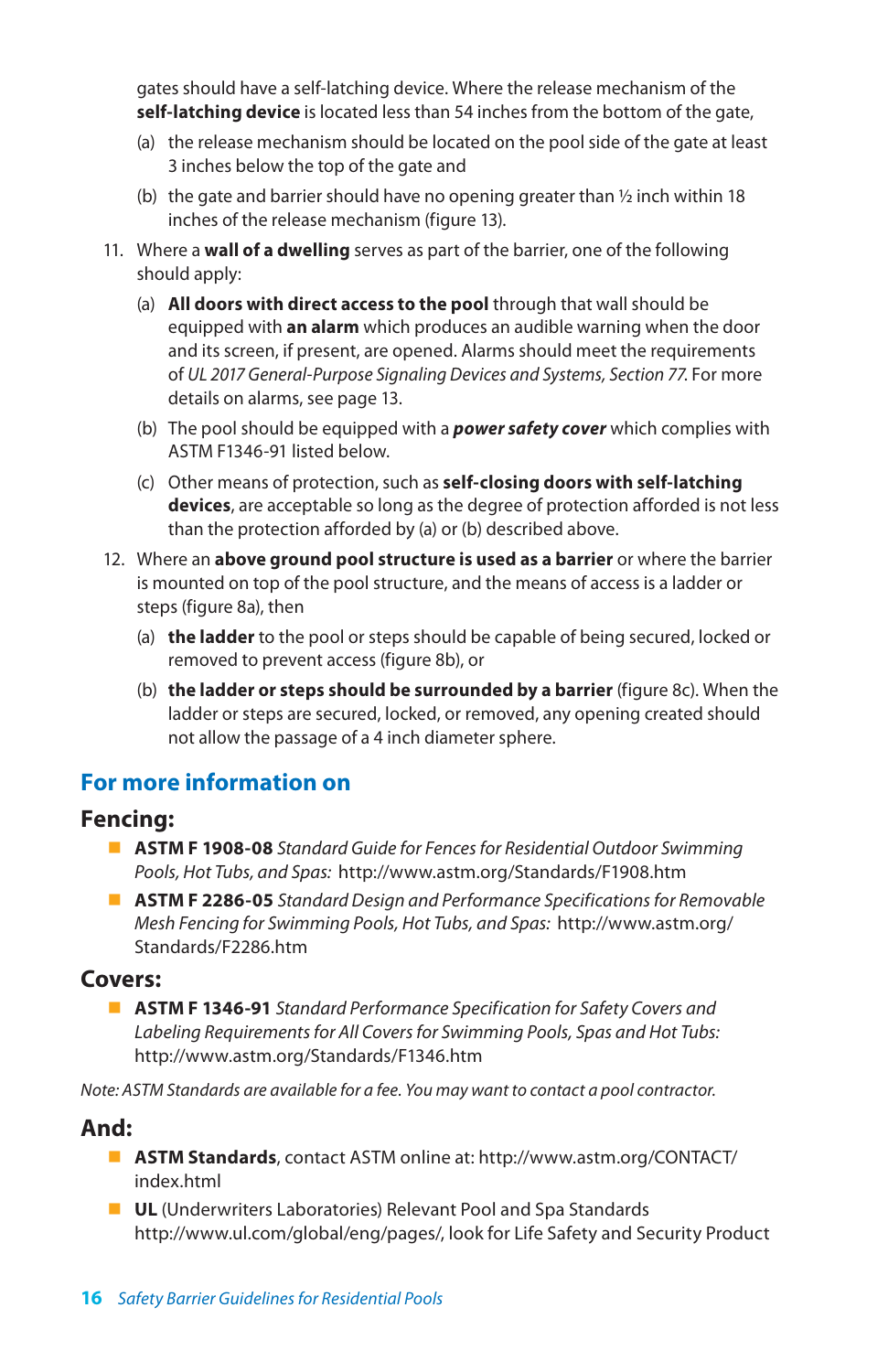gates should have a self-latching device. Where the release mechanism of the **self-latching device** is located less than 54 inches from the bottom of the gate,

(a) the release mechanism should be located on the pool side of the gate at least 3 inches below the top of the gate and

(b) the gate and barrier should have no opening greater than ½ inch within 18 inches of the release mechanism (figure 13).

11. Where a **wall of a dwelling** serves as part of the barrier, one of the following should apply:

    (a) **All doors with direct access to the pool** through that wall should be equipped with **an alarm** which produces an audible warning when the door and its screen, if present, are opened. Alarms should meet the requirements of *UL 2017 General-Purpose Signaling Devices and Systems, Section 77.* For more details on alarms, see page 13.

    (b) The pool should be equipped with a ***power safety cover*** which complies with ASTM F1346-91 listed below.

    (c) Other means of protection, such as **self-closing doors with self-latching devices**, are acceptable so long as the degree of protection afforded is not less than the protection afforded by (a) or (b) described above.

12. Where an **above ground pool structure is used as a barrier** or where the barrier is mounted on top of the pool structure, and the means of access is a ladder or steps (figure 8a), then

    (a) **the ladder** to the pool or steps should be capable of being secured, locked or removed to prevent access (figure 8b), or

    (b) **the ladder or steps should be surrounded by a barrier** (figure 8c). When the ladder or steps are secured, locked, or removed, any opening created should not allow the passage of a 4 inch diameter sphere.

## For more information on

### Fencing:

- **ASTM F 1908-08** *Standard Guide for Fences for Residential Outdoor Swimming Pools, Hot Tubs, and Spas:* http://www.astm.org/Standards/F1908.htm
- **ASTM F 2286-05** *Standard Design and Performance Specifications for Removable Mesh Fencing for Swimming Pools, Hot Tubs, and Spas:* http://www.astm.org/Standards/F2286.htm

### Covers:

- **ASTM F 1346-91** *Standard Performance Specification for Safety Covers and Labeling Requirements for All Covers for Swimming Pools, Spas and Hot Tubs:* http://www.astm.org/Standards/F1346.htm

*Note: ASTM Standards are available for a fee. You may want to contact a pool contractor.*

### And:

- **ASTM Standards**, contact ASTM online at: http://www.astm.org/CONTACT/index.html
- **UL** (Underwriters Laboratories) Relevant Pool and Spa Standards http://www.ul.com/global/eng/pages/, look for Life Safety and Security Product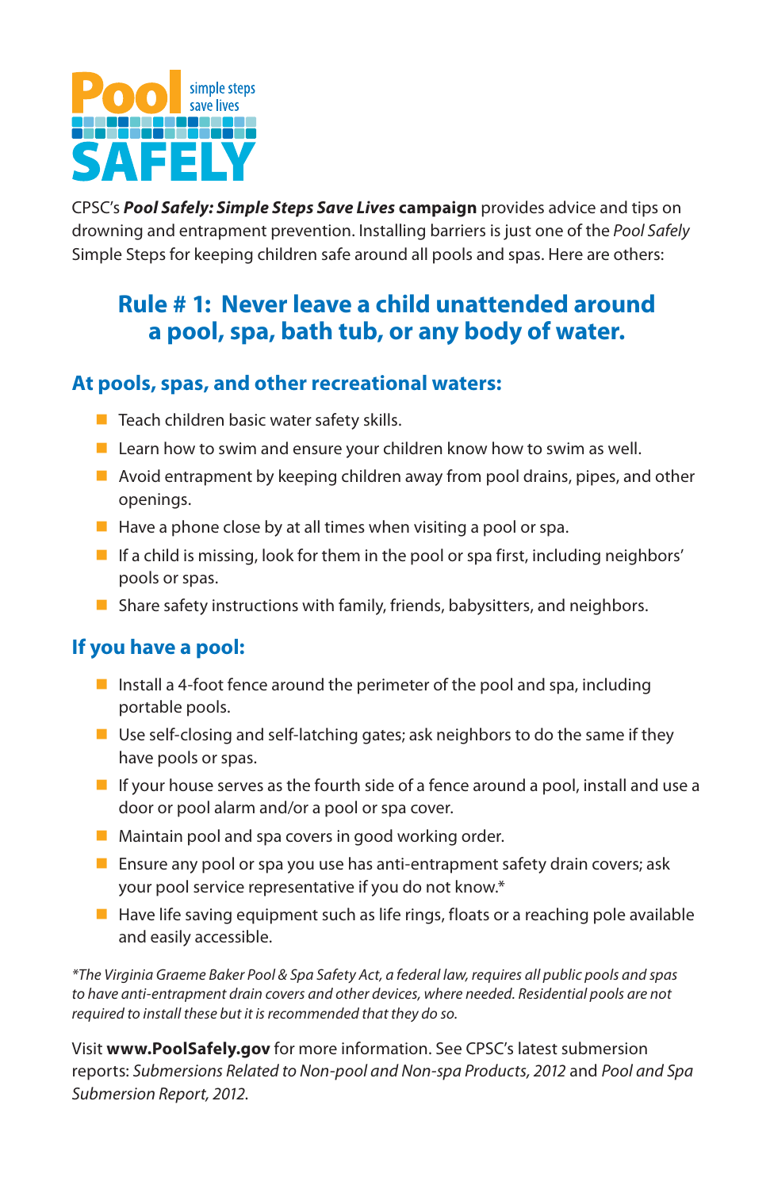**Pool** simple steps save lives **SAFELY**

CPSC's ***Pool Safely: Simple Steps Save Lives*** **campaign** provides advice and tips on drowning and entrapment prevention. Installing barriers is just one of the *Pool Safely* Simple Steps for keeping children safe around all pools and spas. Here are others:

## Rule # 1: Never leave a child unattended around a pool, spa, bath tub, or any body of water.

### At pools, spas, and other recreational waters:

- Teach children basic water safety skills.
- Learn how to swim and ensure your children know how to swim as well.
- Avoid entrapment by keeping children away from pool drains, pipes, and other openings.
- Have a phone close by at all times when visiting a pool or spa.
- If a child is missing, look for them in the pool or spa first, including neighbors' pools or spas.
- Share safety instructions with family, friends, babysitters, and neighbors.

### If you have a pool:

- Install a 4-foot fence around the perimeter of the pool and spa, including portable pools.
- Use self-closing and self-latching gates; ask neighbors to do the same if they have pools or spas.
- If your house serves as the fourth side of a fence around a pool, install and use a door or pool alarm and/or a pool or spa cover.
- Maintain pool and spa covers in good working order.
- Ensure any pool or spa you use has anti-entrapment safety drain covers; ask your pool service representative if you do not know.*
- Have life saving equipment such as life rings, floats or a reaching pole available and easily accessible.

*\*The Virginia Graeme Baker Pool & Spa Safety Act, a federal law, requires all public pools and spas to have anti-entrapment drain covers and other devices, where needed. Residential pools are not required to install these but it is recommended that they do so.*

Visit **www.PoolSafely.gov** for more information. See CPSC's latest submersion reports: *Submersions Related to Non-pool and Non-spa Products, 2012* and *Pool and Spa Submersion Report, 2012*.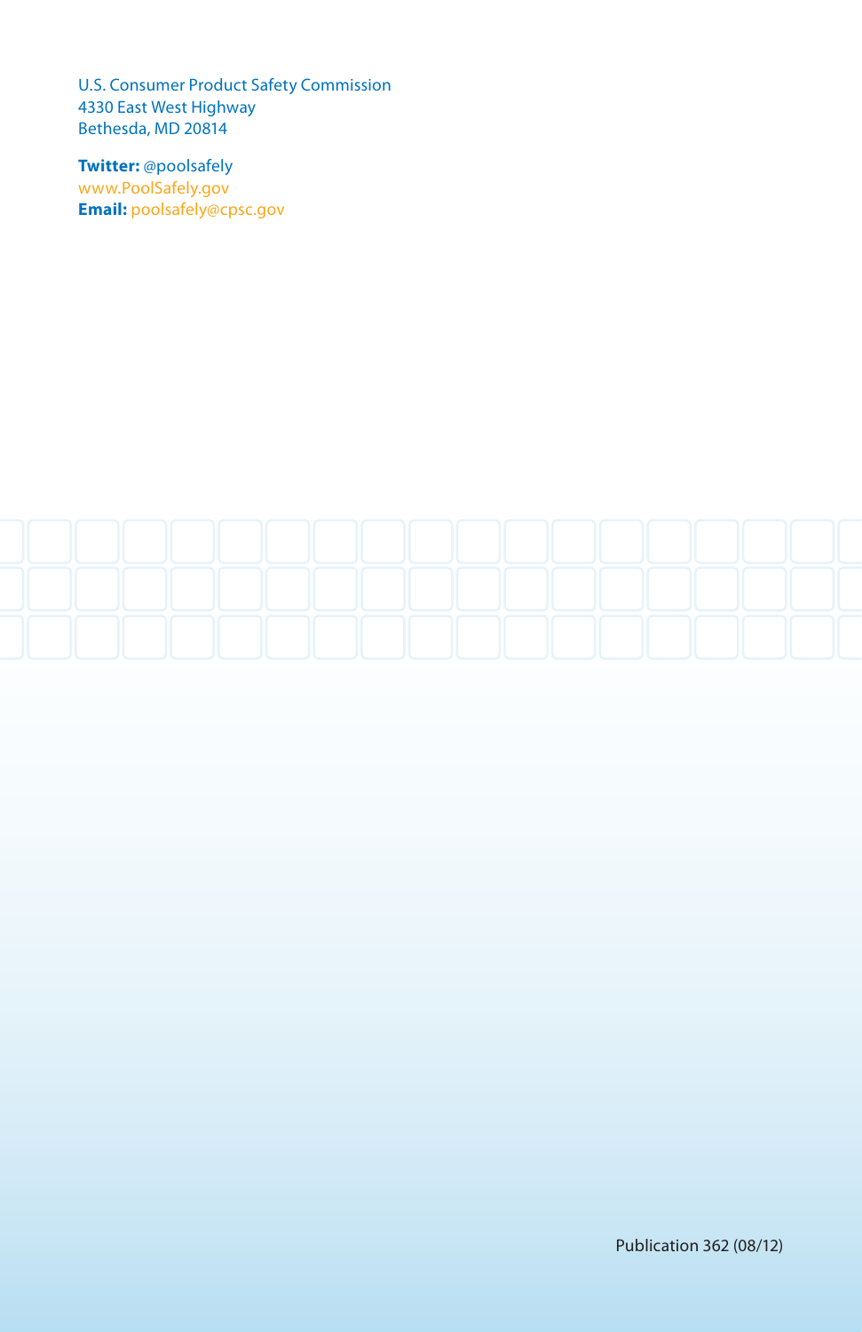U.S. Consumer Product Safety Commission
4330 East West Highway
Bethesda, MD 20814

**Twitter:** @poolsafely
www.PoolSafely.gov
**Email:** poolsafely@cpsc.gov

Publication 362 (08/12)